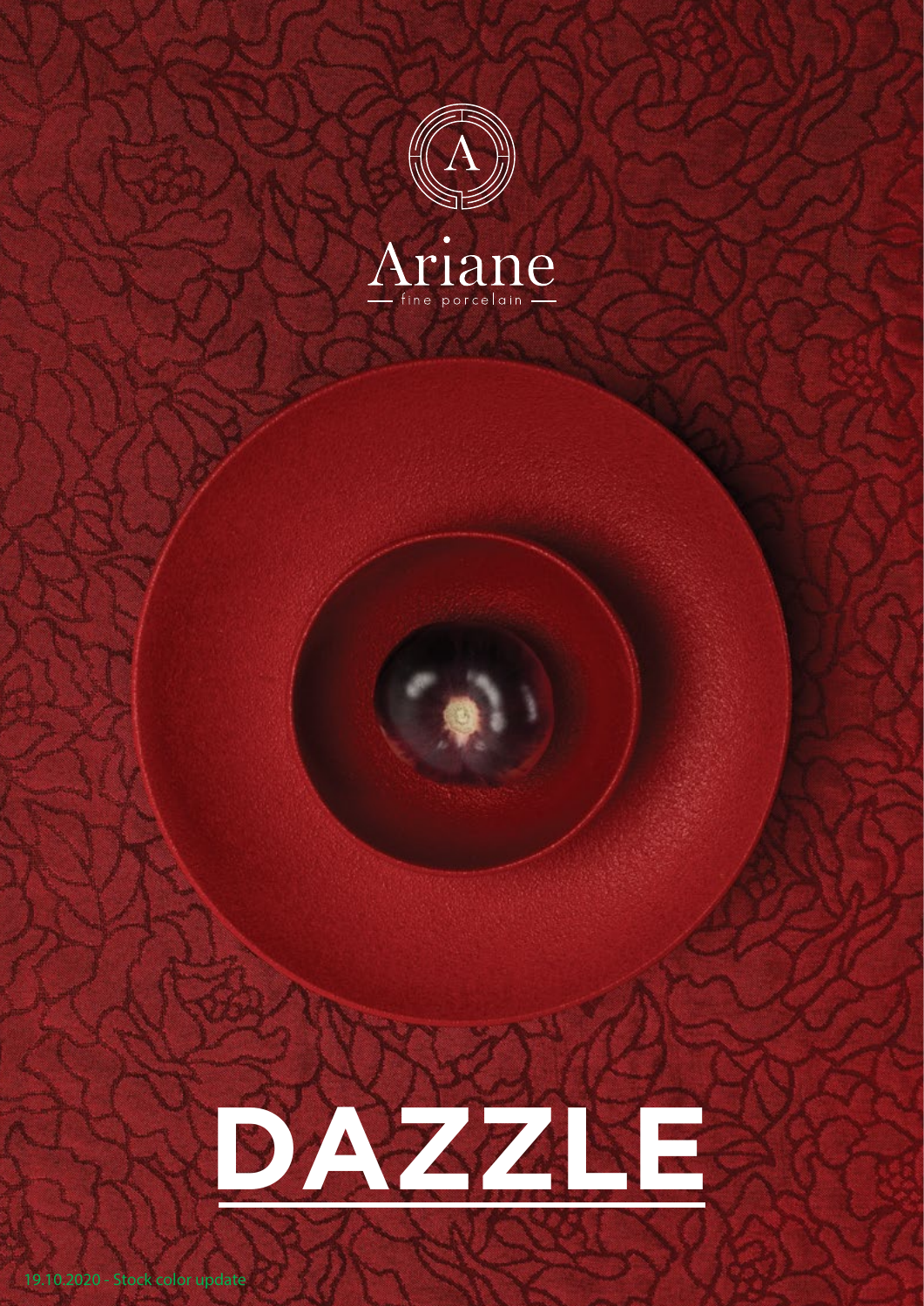Ariane

— fine porcelain —

# DAZZLE

19.10.2020 - Stock color update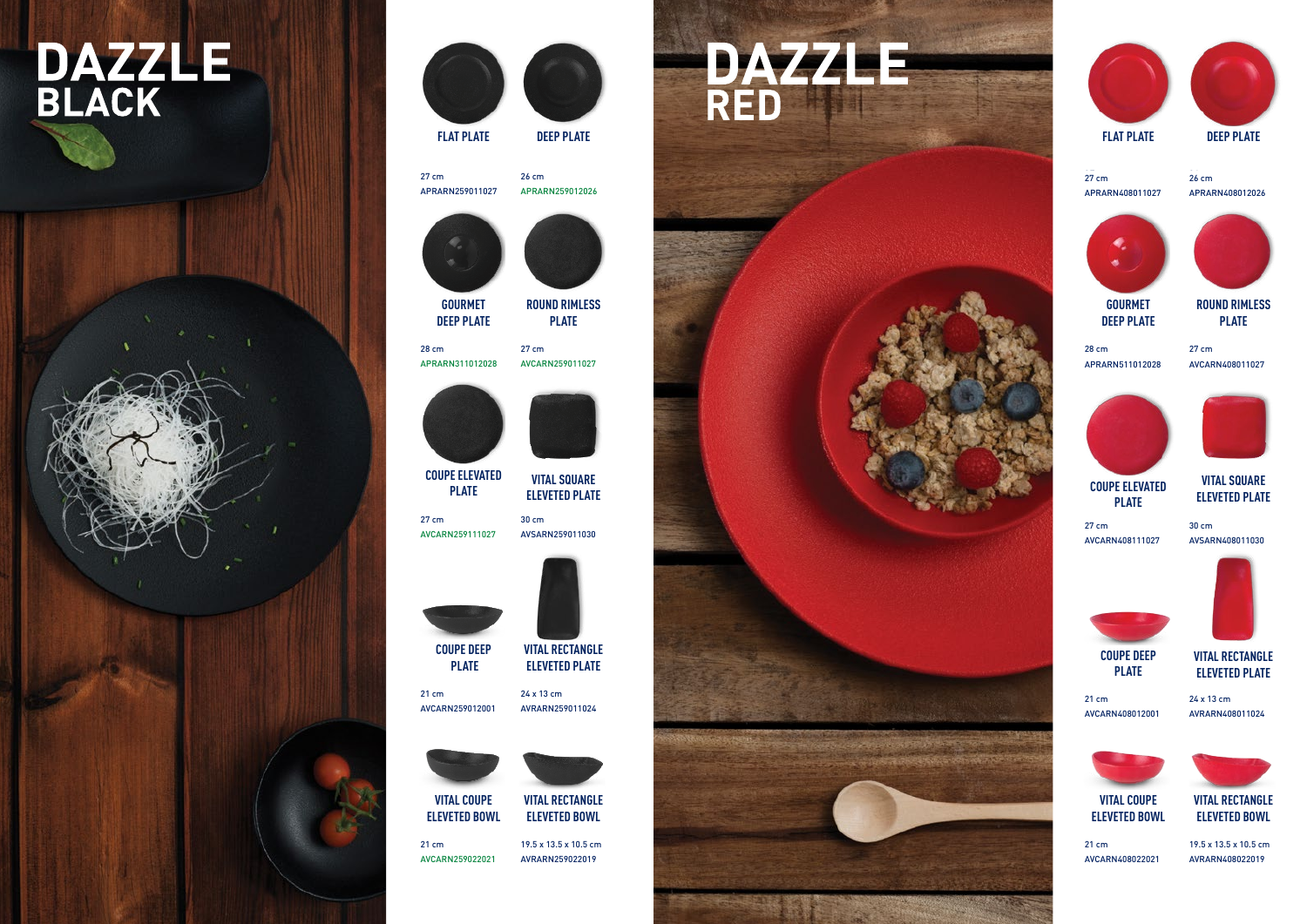# DAZZLE BLACK

**FLAT PLATE**
27 cm
APRARN259011027

**DEEP PLATE**
26 cm
APRARN259012026

**GOURMET DEEP PLATE**
28 cm
APRARN311012028

**ROUND RIMLESS PLATE**
27 cm
AVCARN259011027

**COUPE ELEVATED PLATE**
27 cm
AVCARN259111027

**VITAL SQUARE ELEVETED PLATE**
30 cm
AVSARN259011030

**COUPE DEEP PLATE**
21 cm
AVCARN259012001

**VITAL RECTANGLE ELEVETED PLATE**
24 x 13 cm
AVRARN259011024

**VITAL COUPE ELEVETED BOWL**
21 cm
AVCARN259022021

**VITAL RECTANGLE ELEVETED BOWL**
19.5 x 13.5 x 10.5 cm
AVRARN259022019

# DAZZLE RED

**FLAT PLATE**
27 cm
APRARN408011027

**DEEP PLATE**
26 cm
APRARN408012026

**GOURMET DEEP PLATE**
28 cm
APRARN511012028

**ROUND RIMLESS PLATE**
27 cm
AVCARN408011027

**COUPE ELEVATED PLATE**
27 cm
AVCARN408111027

**VITAL SQUARE ELEVETED PLATE**
30 cm
AVSARN408011030

**COUPE DEEP PLATE**
21 cm
AVCARN408012001

**VITAL RECTANGLE ELEVETED PLATE**
24 x 13 cm
AVRARN408011024

**VITAL COUPE ELEVETED BOWL**
21 cm
AVCARN408022021

**VITAL RECTANGLE ELEVETED BOWL**
19.5 x 13.5 x 10.5 cm
AVRARN408022019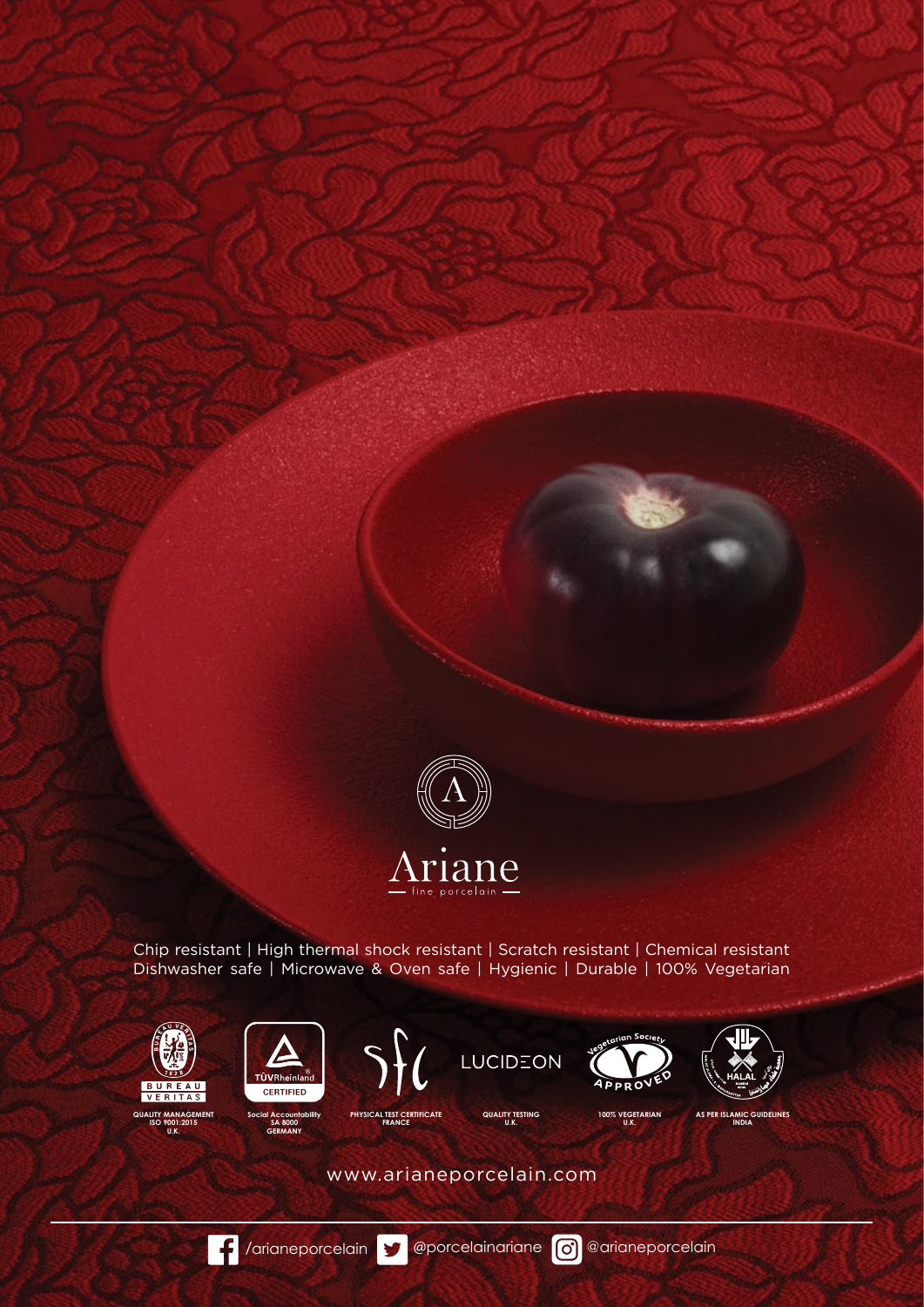# Ariane

fine porcelain

Chip resistant | High thermal shock resistant | Scratch resistant | Chemical resistant
Dishwasher safe | Microwave & Oven safe | Hygienic | Durable | 100% Vegetarian

BUREAU VERITAS
QUALITY MANAGEMENT
ISO 9001:2015
U.K.

TÜVRheinland CERTIFIED
Social Accountability
SA 8000
GERMANY

PHYSICAL TEST CERTIFICATE
FRANCE

LUCIDEON
QUALITY TESTING
U.K.

Vegetarian Society APPROVED
100% VEGETARIAN
U.K.

HALAL
AS PER ISLAMIC GUIDELINES
INDIA

www.arianeporcelain.com

/arianeporcelain @porcelainariane @arianeporcelain